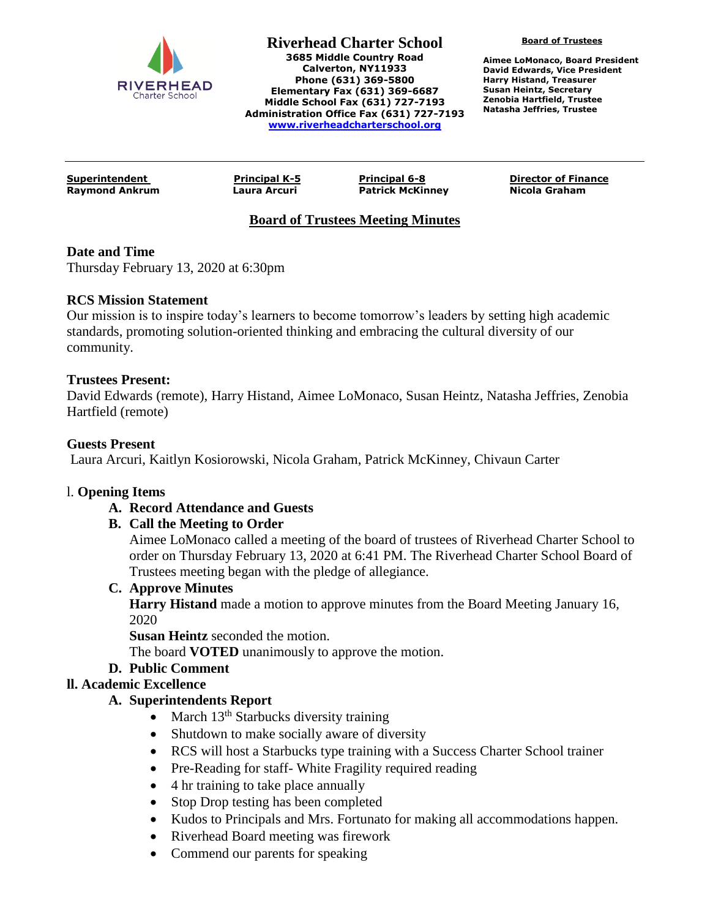**Riverhead Charter School**
**3685 Middle Country Road**
**Calverton, NY11933**
**Phone (631) 369-5800**
**Elementary Fax (631) 369-6687**
**Middle School Fax (631) 727-7193**
**Administration Office Fax (631) 727-7193**
**www.riverheadcharterschool.org**

**Board of Trustees**

**Aimee LoMonaco, Board President**
**David Edwards, Vice President**
**Harry Histand, Treasurer**
**Susan Heintz, Secretary**
**Zenobia Hartfield, Trustee**
**Natasha Jeffries, Trustee**

| Superintendent | Principal K-5 | Principal 6-8 | Director of Finance |
|---|---|---|---|
| Raymond Ankrum | Laura Arcuri | Patrick McKinney | Nicola Graham |

## Board of Trustees Meeting Minutes

**Date and Time**
Thursday February 13, 2020 at 6:30pm

**RCS Mission Statement**
Our mission is to inspire today's learners to become tomorrow's leaders by setting high academic standards, promoting solution-oriented thinking and embracing the cultural diversity of our community.

**Trustees Present:**
David Edwards (remote), Harry Histand, Aimee LoMonaco, Susan Heintz, Natasha Jeffries, Zenobia Hartfield (remote)

**Guests Present**
Laura Arcuri, Kaitlyn Kosiorowski, Nicola Graham, Patrick McKinney, Chivaun Carter

l. **Opening Items**

A. **Record Attendance and Guests**

B. **Call the Meeting to Order**
Aimee LoMonaco called a meeting of the board of trustees of Riverhead Charter School to order on Thursday February 13, 2020 at 6:41 PM. The Riverhead Charter School Board of Trustees meeting began with the pledge of allegiance.

C. **Approve Minutes**
**Harry Histand** made a motion to approve minutes from the Board Meeting January 16, 2020
**Susan Heintz** seconded the motion.
The board **VOTED** unanimously to approve the motion.

D. **Public Comment**

**ll. Academic Excellence**

A. **Superintendents Report**

- March 13th Starbucks diversity training
- Shutdown to make socially aware of diversity
- RCS will host a Starbucks type training with a Success Charter School trainer
- Pre-Reading for staff- White Fragility required reading
- 4 hr training to take place annually
- Stop Drop testing has been completed
- Kudos to Principals and Mrs. Fortunato for making all accommodations happen.
- Riverhead Board meeting was firework
- Commend our parents for speaking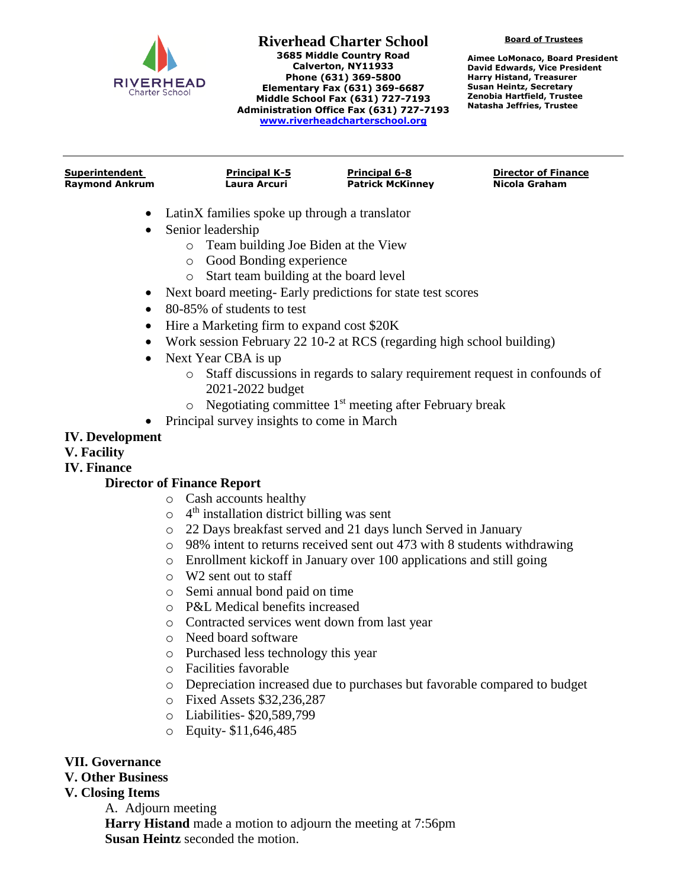- LatinX families spoke up through a translator
- Senior leadership
  - Team building Joe Biden at the View
  - Good Bonding experience
  - Start team building at the board level
- Next board meeting- Early predictions for state test scores
- 80-85% of students to test
- Hire a Marketing firm to expand cost $20K
- Work session February 22 10-2 at RCS (regarding high school building)
- Next Year CBA is up
  - Staff discussions in regards to salary requirement request in confounds of 2021-2022 budget
  - Negotiating committee 1st meeting after February break
- Principal survey insights to come in March

**IV. Development**

**V. Facility**

**IV. Finance**

**Director of Finance Report**

- Cash accounts healthy
- 4th installation district billing was sent
- 22 Days breakfast served and 21 days lunch Served in January
- 98% intent to returns received sent out 473 with 8 students withdrawing
- Enrollment kickoff in January over 100 applications and still going
- W2 sent out to staff
- Semi annual bond paid on time
- P&L Medical benefits increased
- Contracted services went down from last year
- Need board software
- Purchased less technology this year
- Facilities favorable
- Depreciation increased due to purchases but favorable compared to budget
- Fixed Assets $32,236,287
- Liabilities- $20,589,799
- Equity- $11,646,485

**VII. Governance**

**V. Other Business**

**V. Closing Items**

A. Adjourn meeting

**Harry Histand** made a motion to adjourn the meeting at 7:56pm
**Susan Heintz** seconded the motion.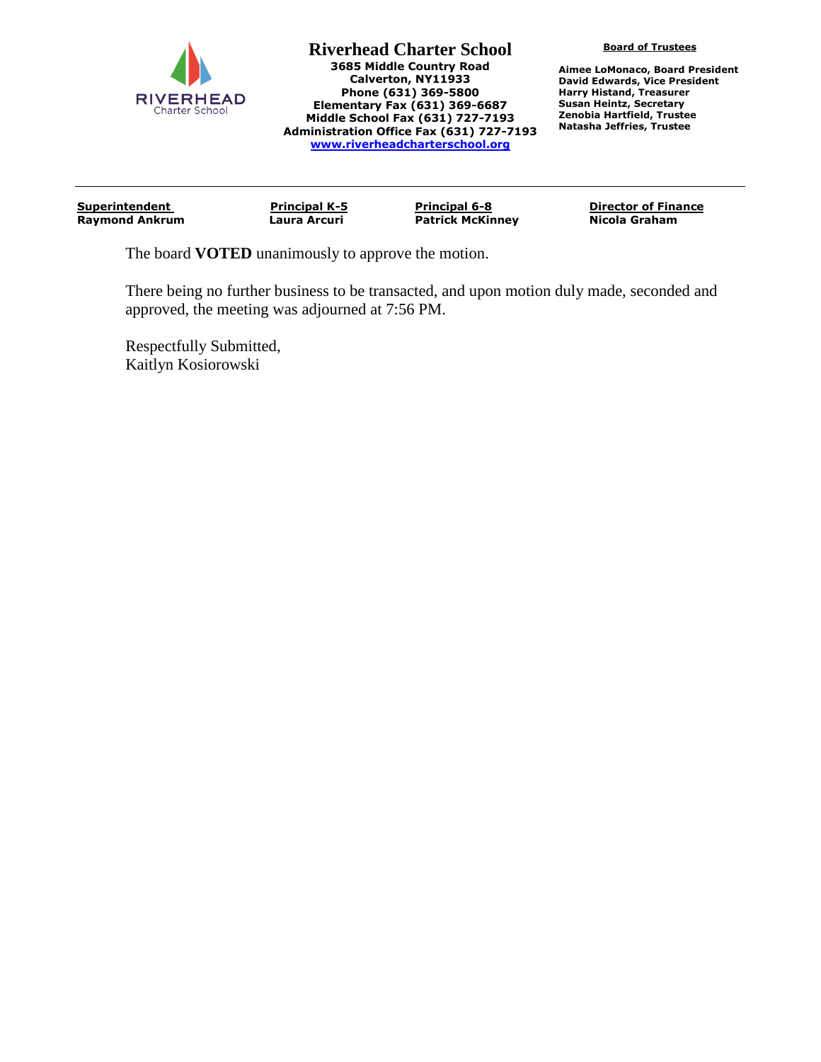The board **VOTED** unanimously to approve the motion.

There being no further business to be transacted, and upon motion duly made, seconded and approved, the meeting was adjourned at 7:56 PM.

Respectfully Submitted,
Kaitlyn Kosiorowski